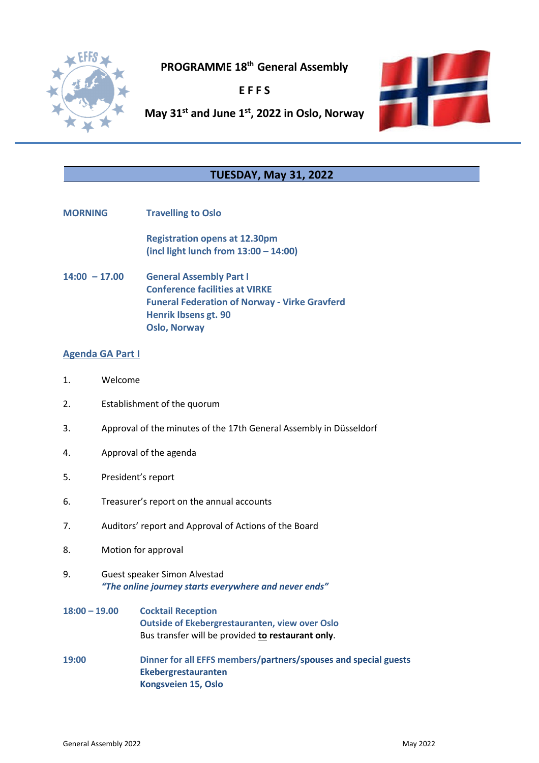# PROGRAMME 18th General Assembly

## E F F S

## May 31st and June 1st, 2022 in Oslo, Norway

## TUESDAY, May 31, 2022

**MORNING** **Travelling to Oslo**

**Registration opens at 12.30pm**
**(incl light lunch from 13:00 – 14:00)**

**14:00 – 17.00** **General Assembly Part I**
**Conference facilities at VIRKE**
**Funeral Federation of Norway - Virke Gravferd**
**Henrik Ibsens gt. 90**
**Oslo, Norway**

### Agenda GA Part I

1. Welcome
2. Establishment of the quorum
3. Approval of the minutes of the 17th General Assembly in Düsseldorf
4. Approval of the agenda
5. President's report
6. Treasurer's report on the annual accounts
7. Auditors' report and Approval of Actions of the Board
8. Motion for approval
9. Guest speaker Simon Alvestad
   ***"The online journey starts everywhere and never ends"***

**18:00 – 19.00** **Cocktail Reception**
**Outside of Ekebergrestauranten, view over Oslo**
Bus transfer will be provided **to restaurant only**.

**19:00** **Dinner for all EFFS members/partners/spouses and special guests**
**Ekebergrestauranten**
**Kongsveien 15, Oslo**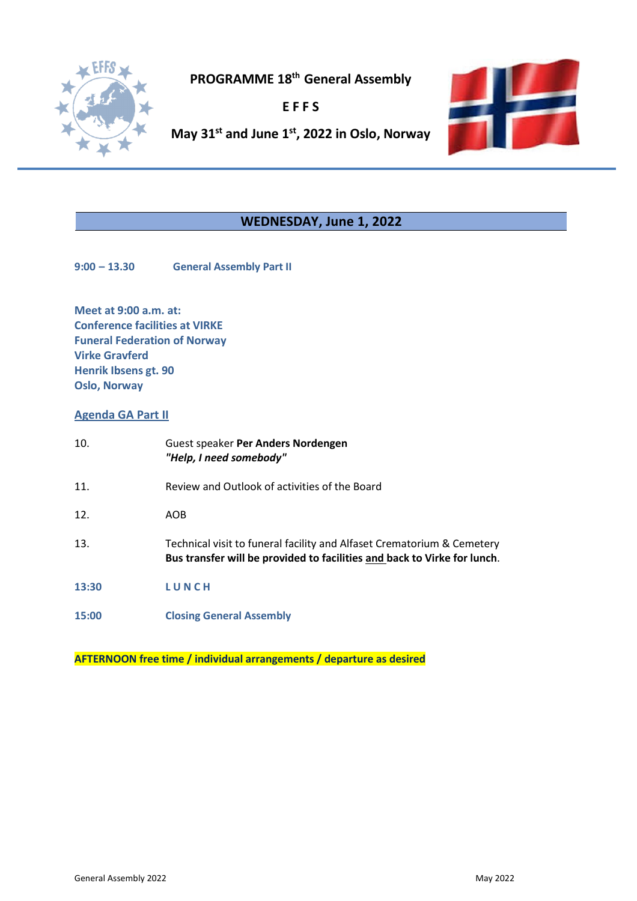# PROGRAMME 18th General Assembly

**E F F S**

**May 31st and June 1st, 2022 in Oslo, Norway**

## WEDNESDAY, June 1, 2022

**9:00 – 13.30** **General Assembly Part II**

**Meet at 9:00 a.m. at:**
**Conference facilities at VIRKE**
**Funeral Federation of Norway**
**Virke Gravferd**
**Henrik Ibsens gt. 90**
**Oslo, Norway**

**Agenda GA Part II**

10. Guest speaker **Per Anders Nordengen**
    ***"Help, I need somebody"***

11. Review and Outlook of activities of the Board

12. AOB

13. Technical visit to funeral facility and Alfaset Crematorium & Cemetery
    **Bus transfer will be provided to facilities and back to Virke for lunch**.

**13:30** **L U N C H**

**15:00** **Closing General Assembly**

**AFTERNOON free time / individual arrangements / departure as desired**